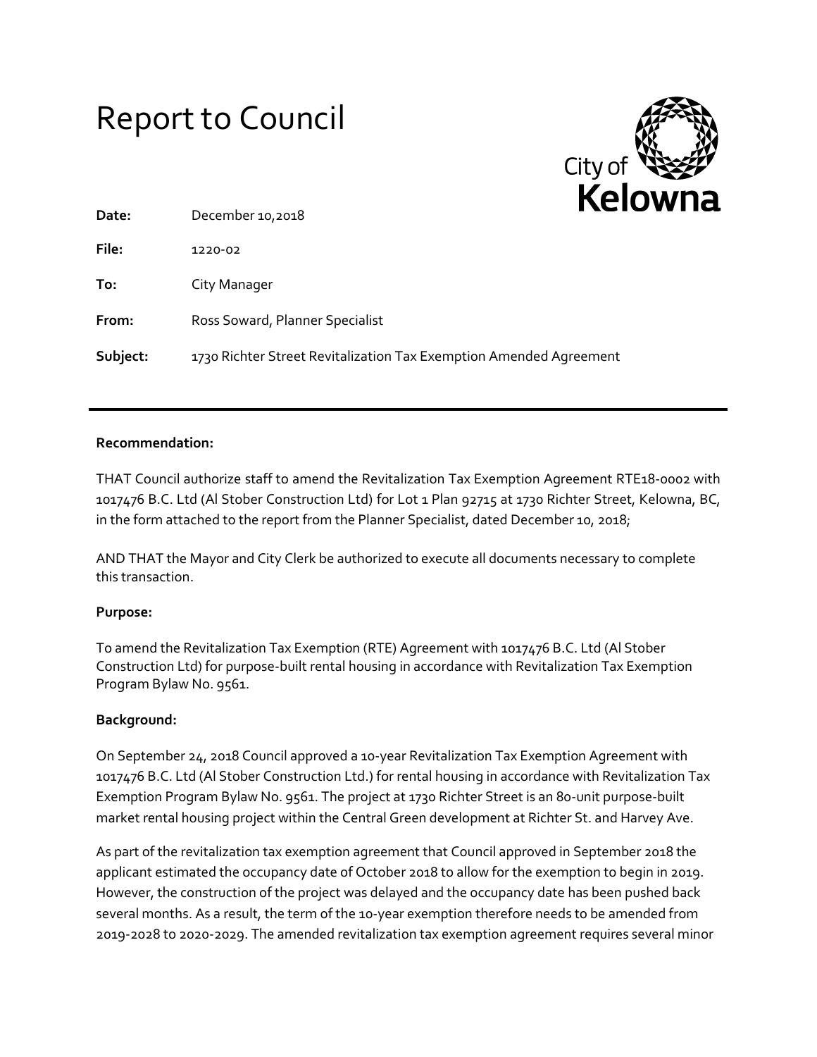# Report to Council

City of Kelowna

**Date:** December 10,2018

**File:** 1220-02

**To:** City Manager

**From:** Ross Soward, Planner Specialist

**Subject:** 1730 Richter Street Revitalization Tax Exemption Amended Agreement

---

**Recommendation:**

THAT Council authorize staff to amend the Revitalization Tax Exemption Agreement RTE18-0002 with 1017476 B.C. Ltd (Al Stober Construction Ltd) for Lot 1 Plan 92715 at 1730 Richter Street, Kelowna, BC, in the form attached to the report from the Planner Specialist, dated December 10, 2018;

AND THAT the Mayor and City Clerk be authorized to execute all documents necessary to complete this transaction.

**Purpose:**

To amend the Revitalization Tax Exemption (RTE) Agreement with 1017476 B.C. Ltd (Al Stober Construction Ltd) for purpose-built rental housing in accordance with Revitalization Tax Exemption Program Bylaw No. 9561.

**Background:**

On September 24, 2018 Council approved a 10-year Revitalization Tax Exemption Agreement with 1017476 B.C. Ltd (Al Stober Construction Ltd.) for rental housing in accordance with Revitalization Tax Exemption Program Bylaw No. 9561. The project at 1730 Richter Street is an 80-unit purpose-built market rental housing project within the Central Green development at Richter St. and Harvey Ave.

As part of the revitalization tax exemption agreement that Council approved in September 2018 the applicant estimated the occupancy date of October 2018 to allow for the exemption to begin in 2019. However, the construction of the project was delayed and the occupancy date has been pushed back several months. As a result, the term of the 10-year exemption therefore needs to be amended from 2019-2028 to 2020-2029. The amended revitalization tax exemption agreement requires several minor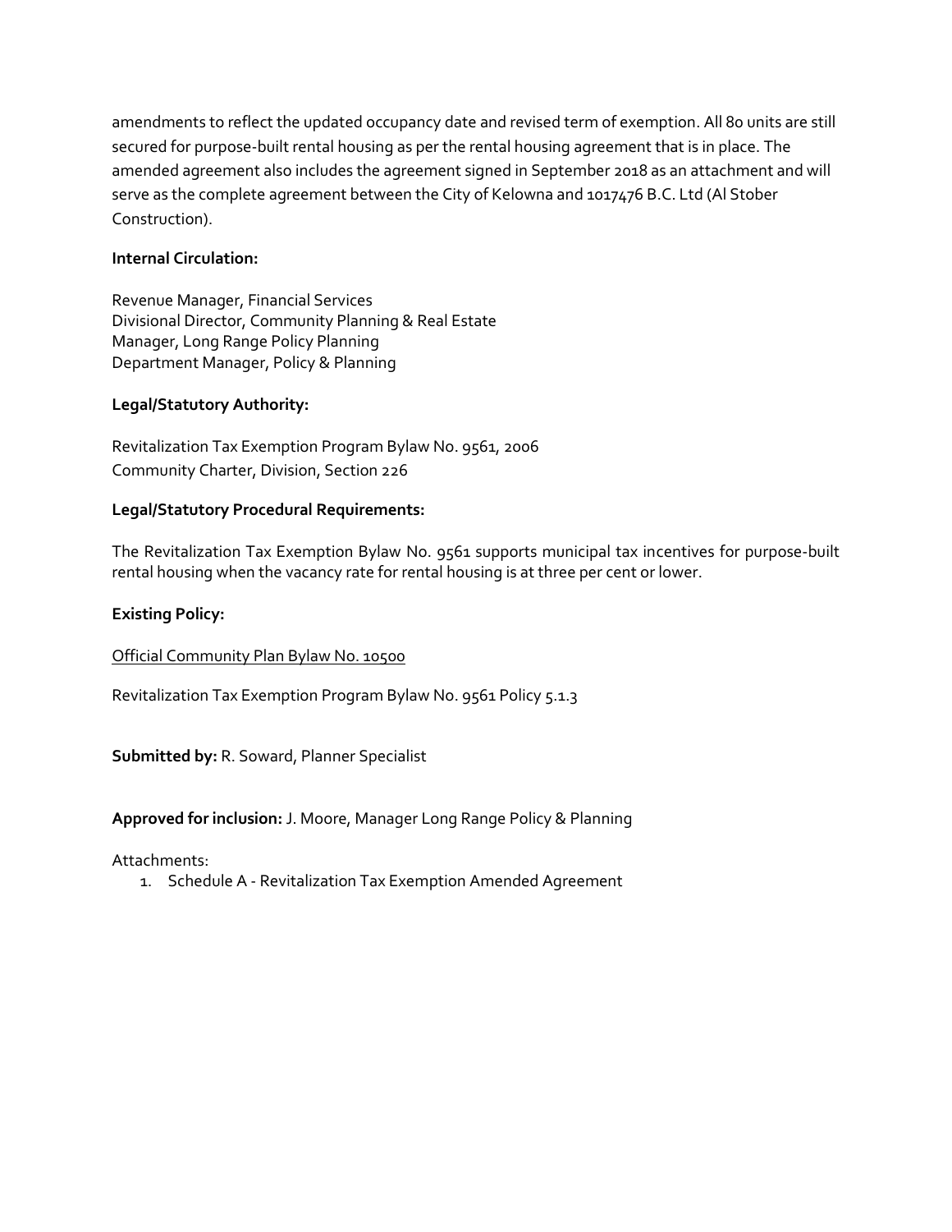amendments to reflect the updated occupancy date and revised term of exemption. All 80 units are still secured for purpose-built rental housing as per the rental housing agreement that is in place. The amended agreement also includes the agreement signed in September 2018 as an attachment and will serve as the complete agreement between the City of Kelowna and 1017476 B.C. Ltd (Al Stober Construction).

**Internal Circulation:**

Revenue Manager, Financial Services
Divisional Director, Community Planning & Real Estate
Manager, Long Range Policy Planning
Department Manager, Policy & Planning

**Legal/Statutory Authority:**

Revitalization Tax Exemption Program Bylaw No. 9561, 2006
Community Charter, Division, Section 226

**Legal/Statutory Procedural Requirements:**

The Revitalization Tax Exemption Bylaw No. 9561 supports municipal tax incentives for purpose-built rental housing when the vacancy rate for rental housing is at three per cent or lower.

**Existing Policy:**

Official Community Plan Bylaw No. 10500

Revitalization Tax Exemption Program Bylaw No. 9561 Policy 5.1.3

**Submitted by:** R. Soward, Planner Specialist

**Approved for inclusion:** J. Moore, Manager Long Range Policy & Planning

Attachments:

1. Schedule A - Revitalization Tax Exemption Amended Agreement